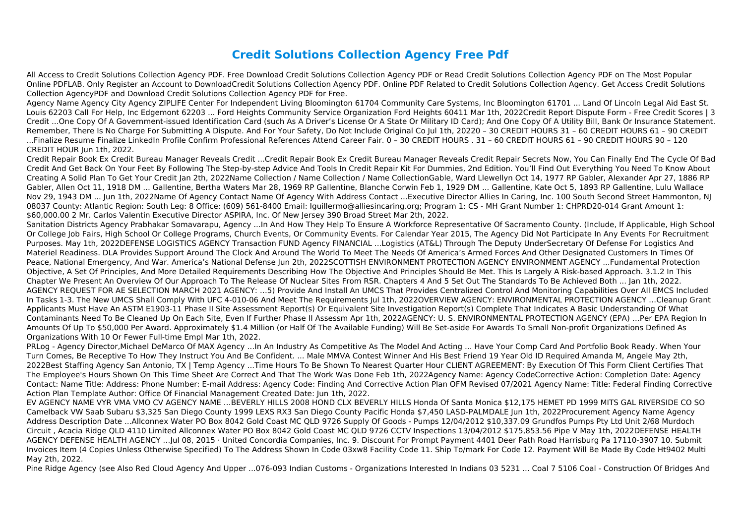# Credit Solutions Collection Agency Free Pdf

All Access to Credit Solutions Collection Agency PDF. Free Download Credit Solutions Collection Agency PDF or Read Credit Solutions Collection Agency PDF on The Most Popular Online PDFLAB. Only Register an Account to DownloadCredit Solutions Collection Agency PDF. Online PDF Related to Credit Solutions Collection Agency. Get Access Credit Solutions Collection AgencyPDF and Download Credit Solutions Collection Agency PDF for Free.

Agency Name Agency City Agency ZIPLIFE Center For Independent Living Bloomington 61704 Community Care Systems, Inc Bloomington 61701 ... Land Of Lincoln Legal Aid East St. Louis 62203 Call For Help, Inc Edgemont 62203 ... Ford Heights Community Service Organization Ford Heights 60411 Mar 1th, 2022Credit Report Dispute Form - Free Credit Scores | 3 Credit ...One Copy Of A Government-issued Identification Card (such As A Driver's License Or A State Or Military ID Card); And One Copy Of A Utility Bill, Bank Or Insurance Statement. Remember, There Is No Charge For Submitting A Dispute. And For Your Safety, Do Not Include Original Co Jul 1th, 20220 – 30 CREDIT HOURS 31 – 60 CREDIT HOURS 61 – 90 CREDIT ...Finalize Resume Finalize LinkedIn Profile Confirm Professional References Attend Career Fair. 0 – 30 CREDIT HOURS . 31 – 60 CREDIT HOURS 61 – 90 CREDIT HOURS 90 – 120 CREDIT HOUR Jun 1th, 2022.

Credit Repair Book Ex Credit Bureau Manager Reveals Credit ...Credit Repair Book Ex Credit Bureau Manager Reveals Credit Repair Secrets Now, You Can Finally End The Cycle Of Bad Credit And Get Back On Your Feet By Following The Step-by-step Advice And Tools In Credit Repair Kit For Dummies, 2nd Edition. You'll Find Out Everything You Need To Know About Creating A Solid Plan To Get Your Credit Jan 2th, 2022Name Collection / Name Collection / Name CollectionGable, Ward Llewellyn Oct 14, 1977 RP Gabler, Alexander Apr 27, 1886 RP Gabler, Allen Oct 11, 1918 DM ... Gallentine, Bertha Waters Mar 28, 1969 RP Gallentine, Blanche Corwin Feb 1, 1929 DM ... Gallentine, Kate Oct 5, 1893 RP Gallentine, Lulu Wallace Nov 29, 1943 DM ... Jun 1th, 2022Name Of Agency Contact Name Of Agency With Address Contact ...Executive Director Allies In Caring, Inc. 100 South Second Street Hammonton, NJ 08037 County: Atlantic Region: South Leg: 8 Office: (609) 561-8400 Email: lguillermo@alliesincaring.org; Program 1: CS - MH Grant Number 1: CHPRD20-014 Grant Amount 1: $60,000.00 2 Mr. Carlos Valentin Executive Director ASPIRA, Inc. Of New Jersey 390 Broad Street Mar 2th, 2022.

Sanitation Districts Agency Prabhakar Somavarapu, Agency ...In And How They Help To Ensure A Workforce Representative Of Sacramento County. (Include, If Applicable, High School Or College Job Fairs, High School Or College Programs, Church Events, Or Community Events. For Calendar Year 2015, The Agency Did Not Participate In Any Events For Recruitment Purposes. May 1th, 2022DEFENSE LOGISTICS AGENCY Transaction FUND Agency FINANCIAL ...Logistics (AT&L) Through The Deputy UnderSecretary Of Defense For Logistics And Materiel Readiness. DLA Provides Support Around The Clock And Around The World To Meet The Needs Of America's Armed Forces And Other Designated Customers In Times Of Peace, National Emergency, And War. America's National Defense Jun 2th, 2022SCOTTISH ENVIRONMENT PROTECTION AGENCY ENVIRONMENT AGENCY ...Fundamental Protection Objective, A Set Of Principles, And More Detailed Requirements Describing How The Objective And Principles Should Be Met. This Is Largely A Risk-based Approach. 3.1.2 In This Chapter We Present An Overview Of Our Approach To The Release Of Nuclear Sites From RSR. Chapters 4 And 5 Set Out The Standards To Be Achieved Both ... Jan 1th, 2022. AGENCY REQUEST FOR AE SELECTION MARCH 2021 AGENCY: ...5) Provide And Install An UMCS That Provides Centralized Control And Monitoring Capabilities Over All EMCS Included In Tasks 1-3. The New UMCS Shall Comply With UFC 4-010-06 And Meet The Requirements Jul 1th, 2022OVERVIEW AGENCY: ENVIRONMENTAL PROTECTION AGENCY ...Cleanup Grant Applicants Must Have An ASTM E1903-11 Phase II Site Assessment Report(s) Or Equivalent Site Investigation Report(s) Complete That Indicates A Basic Understanding Of What Contaminants Need To Be Cleaned Up On Each Site, Even If Further Phase II Assessm Apr 1th, 2022AGENCY: U. S. ENVIRONMENTAL PROTECTION AGENCY (EPA) ...Per EPA Region In Amounts Of Up To $50,000 Per Award. Approximately $1.4 Million (or Half Of The Available Funding) Will Be Set-aside For Awards To Small Non-profit Organizations Defined As Organizations With 10 Or Fewer Full-time Empl Mar 1th, 2022.

PRLog - Agency Director,Michael DeMarco Of MAX Agency ...In An Industry As Competitive As The Model And Acting ... Have Your Comp Card And Portfolio Book Ready. When Your Turn Comes, Be Receptive To How They Instruct You And Be Confident. ... Male MMVA Contest Winner And His Best Friend 19 Year Old ID Required Amanda M, Angele May 2th, 2022Best Staffing Agency San Antonio, TX | Temp Agency ...Time Hours To Be Shown To Nearest Quarter Hour CLIENT AGREEMENT: By Execution Of This Form Client Certifies That The Employee's Hours Shown On This Time Sheet Are Correct And That The Work Was Done Feb 1th, 2022Agency Name: Agency CodeCorrective Action: Completion Date: Agency Contact: Name Title: Address: Phone Number: E-mail Address: Agency Code: Finding And Corrective Action Plan OFM Revised 07/2021 Agency Name: Title: Federal Finding Corrective Action Plan Template Author: Office Of Financial Management Created Date: Jun 1th, 2022.

EV AGENCY NAME VYR VMA VMO CV AGENCY NAME …BEVERLY HILLS 2008 HOND CLX BEVERLY HILLS Honda Of Santa Monica $12,175 HEMET PD 1999 MITS GAL RIVERSIDE CO SO Camelback VW Saab Subaru $3,325 San Diego County 1999 LEXS RX3 San Diego County Pacific Honda $7,450 LASD-PALMDALE Jun 1th, 2022Procurement Agency Name Agency Address Description Date ...Allconnex Water PO Box 8042 Gold Coast MC QLD 9726 Supply Of Goods - Pumps 12/04/2012 $10,337.09 Grundfos Pumps Pty Ltd Unit 2/68 Murdoch Circuit , Acacia Ridge QLD 4110 Limited Allconnex Water PO Box 8042 Gold Coast MC QLD 9726 CCTV Inspections 13/04/2012 $175,853.56 Pipe V May 1th, 2022DEFENSE HEALTH AGENCY DEFENSE HEALTH AGENCY …Jul 08, 2015 · United Concordia Companies, Inc. 9. Discount For Prompt Payment 4401 Deer Path Road Harrisburg Pa 17110-3907 10. Submit Invoices Item (4 Copies Unless Otherwise Specified) To The Address Shown In Code 03xw8 Facility Code 11. Ship To/mark For Code 12. Payment Will Be Made By Code Ht9402 Multi May 2th, 2022.

Pine Ridge Agency (see Also Red Cloud Agency And Upper ...076-093 Indian Customs - Organizations Interested In Indians 03 5231 ... Coal 7 5106 Coal - Construction Of Bridges And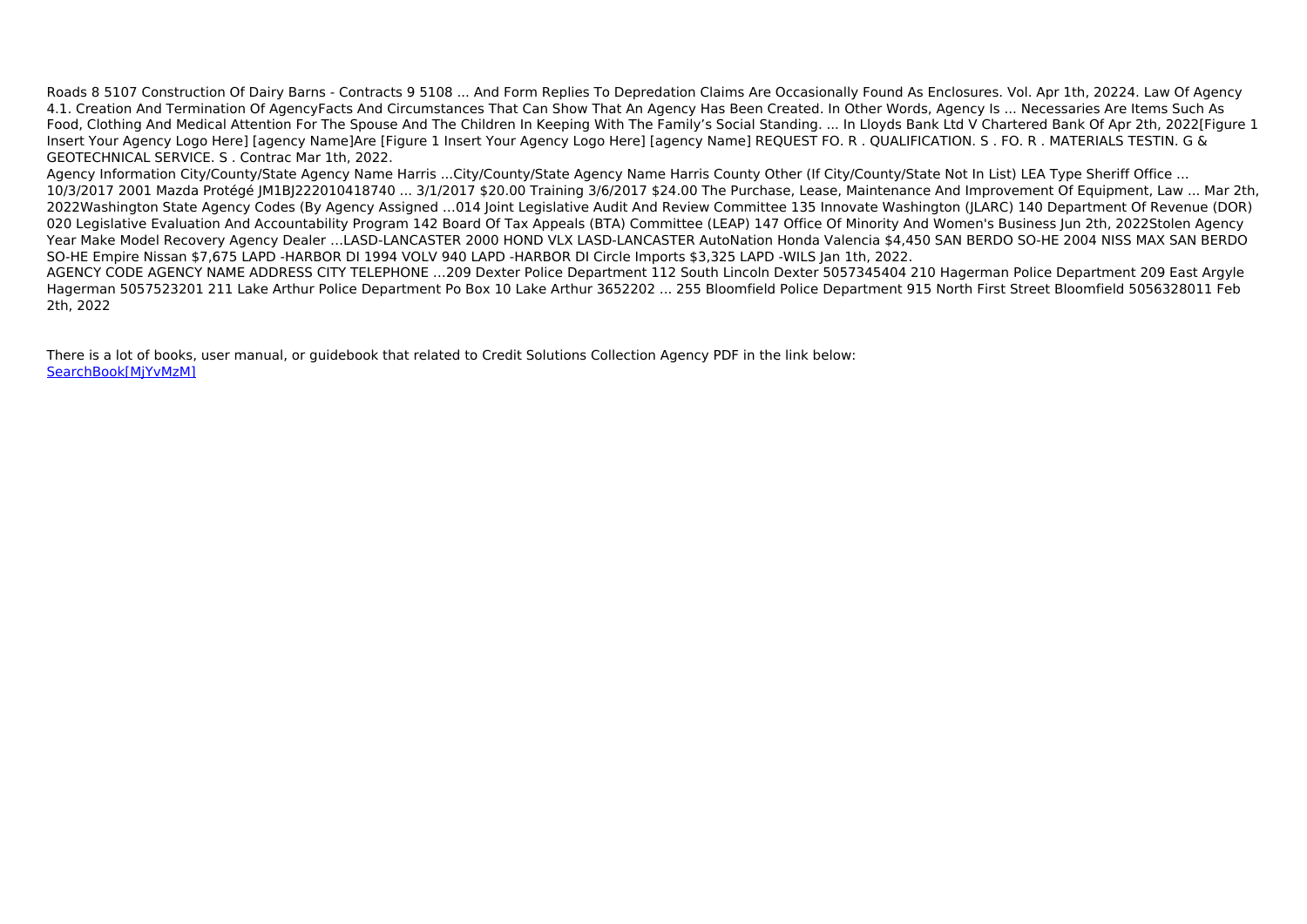Roads 8 5107 Construction Of Dairy Barns - Contracts 9 5108 ... And Form Replies To Depredation Claims Are Occasionally Found As Enclosures. Vol. Apr 1th, 20224. Law Of Agency 4.1. Creation And Termination Of AgencyFacts And Circumstances That Can Show That An Agency Has Been Created. In Other Words, Agency Is ... Necessaries Are Items Such As Food, Clothing And Medical Attention For The Spouse And The Children In Keeping With The Family's Social Standing. ... In Lloyds Bank Ltd V Chartered Bank Of Apr 2th, 2022[Figure 1 Insert Your Agency Logo Here] [agency Name]Are [Figure 1 Insert Your Agency Logo Here] [agency Name] REQUEST FO. R . QUALIFICATION. S . FO. R . MATERIALS TESTIN. G & GEOTECHNICAL SERVICE. S . Contrac Mar 1th, 2022.

Agency Information City/County/State Agency Name Harris ...City/County/State Agency Name Harris County Other (If City/County/State Not In List) LEA Type Sheriff Office ... 10/3/2017 2001 Mazda Protégé JM1BJ222010418740 ... 3/1/2017 $20.00 Training 3/6/2017 $24.00 The Purchase, Lease, Maintenance And Improvement Of Equipment, Law ... Mar 2th, 2022Washington State Agency Codes (By Agency Assigned ...014 Joint Legislative Audit And Review Committee 135 Innovate Washington (JLARC) 140 Department Of Revenue (DOR) 020 Legislative Evaluation And Accountability Program 142 Board Of Tax Appeals (BTA) Committee (LEAP) 147 Office Of Minority And Women's Business Jun 2th, 2022Stolen Agency Year Make Model Recovery Agency Dealer ...LASD-LANCASTER 2000 HOND VLX LASD-LANCASTER AutoNation Honda Valencia $4,450 SAN BERDO SO-HE 2004 NISS MAX SAN BERDO SO-HE Empire Nissan $7,675 LAPD -HARBOR DI 1994 VOLV 940 LAPD -HARBOR DI Circle Imports $3,325 LAPD -WILS Jan 1th, 2022.

AGENCY CODE AGENCY NAME ADDRESS CITY TELEPHONE ...209 Dexter Police Department 112 South Lincoln Dexter 5057345404 210 Hagerman Police Department 209 East Argyle Hagerman 5057523201 211 Lake Arthur Police Department Po Box 10 Lake Arthur 3652202 ... 255 Bloomfield Police Department 915 North First Street Bloomfield 5056328011 Feb 2th, 2022

There is a lot of books, user manual, or guidebook that related to Credit Solutions Collection Agency PDF in the link below:
SearchBook[MjYvMzM]